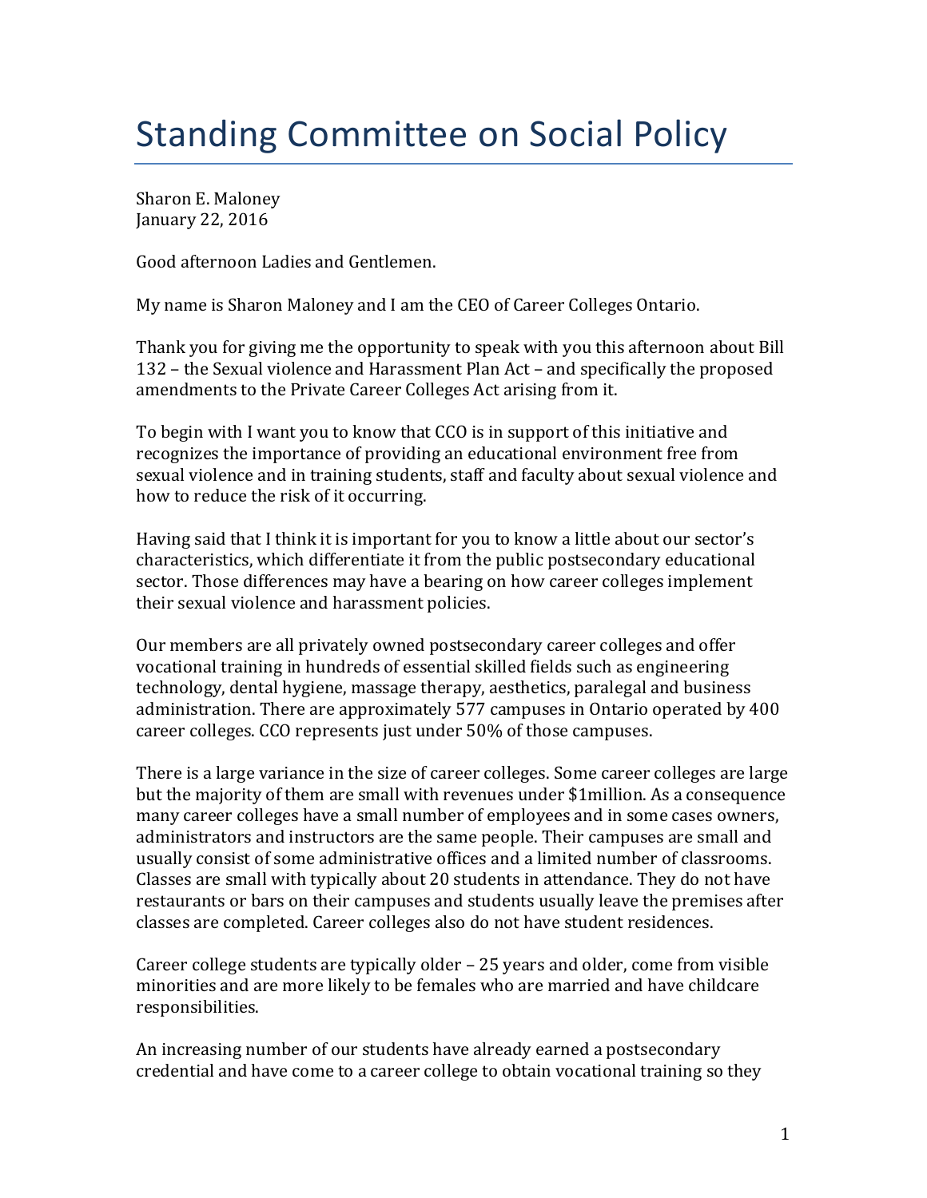# Standing Committee on Social Policy

Sharon E. Maloney
January 22, 2016

Good afternoon Ladies and Gentlemen.

My name is Sharon Maloney and I am the CEO of Career Colleges Ontario.

Thank you for giving me the opportunity to speak with you this afternoon about Bill 132 – the Sexual violence and Harassment Plan Act – and specifically the proposed amendments to the Private Career Colleges Act arising from it.

To begin with I want you to know that CCO is in support of this initiative and recognizes the importance of providing an educational environment free from sexual violence and in training students, staff and faculty about sexual violence and how to reduce the risk of it occurring.

Having said that I think it is important for you to know a little about our sector's characteristics, which differentiate it from the public postsecondary educational sector. Those differences may have a bearing on how career colleges implement their sexual violence and harassment policies.

Our members are all privately owned postsecondary career colleges and offer vocational training in hundreds of essential skilled fields such as engineering technology, dental hygiene, massage therapy, aesthetics, paralegal and business administration. There are approximately 577 campuses in Ontario operated by 400 career colleges. CCO represents just under 50% of those campuses.

There is a large variance in the size of career colleges. Some career colleges are large but the majority of them are small with revenues under $1million. As a consequence many career colleges have a small number of employees and in some cases owners, administrators and instructors are the same people. Their campuses are small and usually consist of some administrative offices and a limited number of classrooms. Classes are small with typically about 20 students in attendance. They do not have restaurants or bars on their campuses and students usually leave the premises after classes are completed. Career colleges also do not have student residences.

Career college students are typically older – 25 years and older, come from visible minorities and are more likely to be females who are married and have childcare responsibilities.

An increasing number of our students have already earned a postsecondary credential and have come to a career college to obtain vocational training so they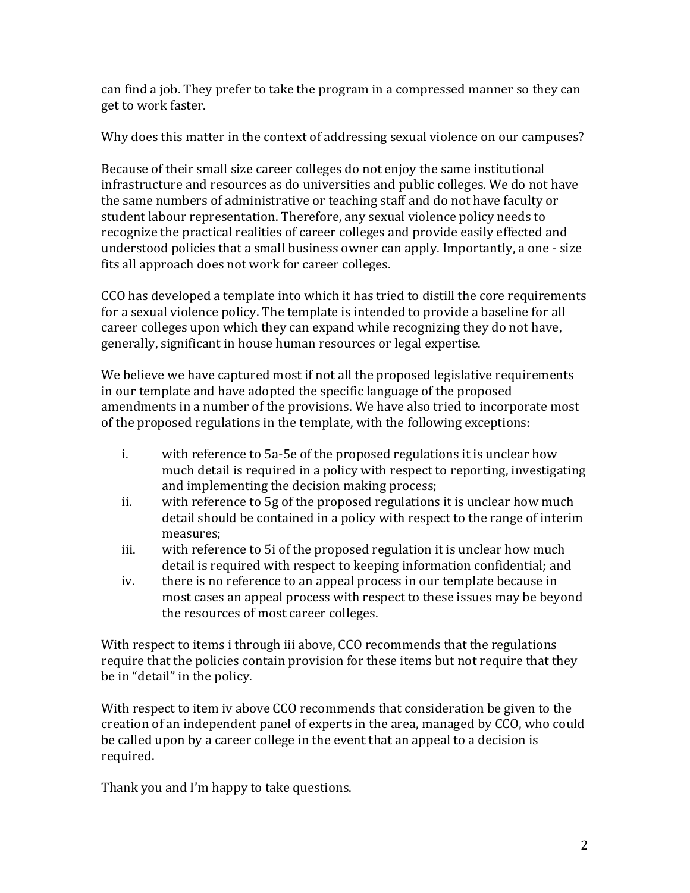can find a job. They prefer to take the program in a compressed manner so they can get to work faster.

Why does this matter in the context of addressing sexual violence on our campuses?

Because of their small size career colleges do not enjoy the same institutional infrastructure and resources as do universities and public colleges. We do not have the same numbers of administrative or teaching staff and do not have faculty or student labour representation. Therefore, any sexual violence policy needs to recognize the practical realities of career colleges and provide easily effected and understood policies that a small business owner can apply. Importantly, a one - size fits all approach does not work for career colleges.

CCO has developed a template into which it has tried to distill the core requirements for a sexual violence policy. The template is intended to provide a baseline for all career colleges upon which they can expand while recognizing they do not have, generally, significant in house human resources or legal expertise.

We believe we have captured most if not all the proposed legislative requirements in our template and have adopted the specific language of the proposed amendments in a number of the provisions. We have also tried to incorporate most of the proposed regulations in the template, with the following exceptions:

i. with reference to 5a-5e of the proposed regulations it is unclear how much detail is required in a policy with respect to reporting, investigating and implementing the decision making process;

ii. with reference to 5g of the proposed regulations it is unclear how much detail should be contained in a policy with respect to the range of interim measures;

iii. with reference to 5i of the proposed regulation it is unclear how much detail is required with respect to keeping information confidential; and

iv. there is no reference to an appeal process in our template because in most cases an appeal process with respect to these issues may be beyond the resources of most career colleges.

With respect to items i through iii above, CCO recommends that the regulations require that the policies contain provision for these items but not require that they be in "detail" in the policy.

With respect to item iv above CCO recommends that consideration be given to the creation of an independent panel of experts in the area, managed by CCO, who could be called upon by a career college in the event that an appeal to a decision is required.

Thank you and I'm happy to take questions.